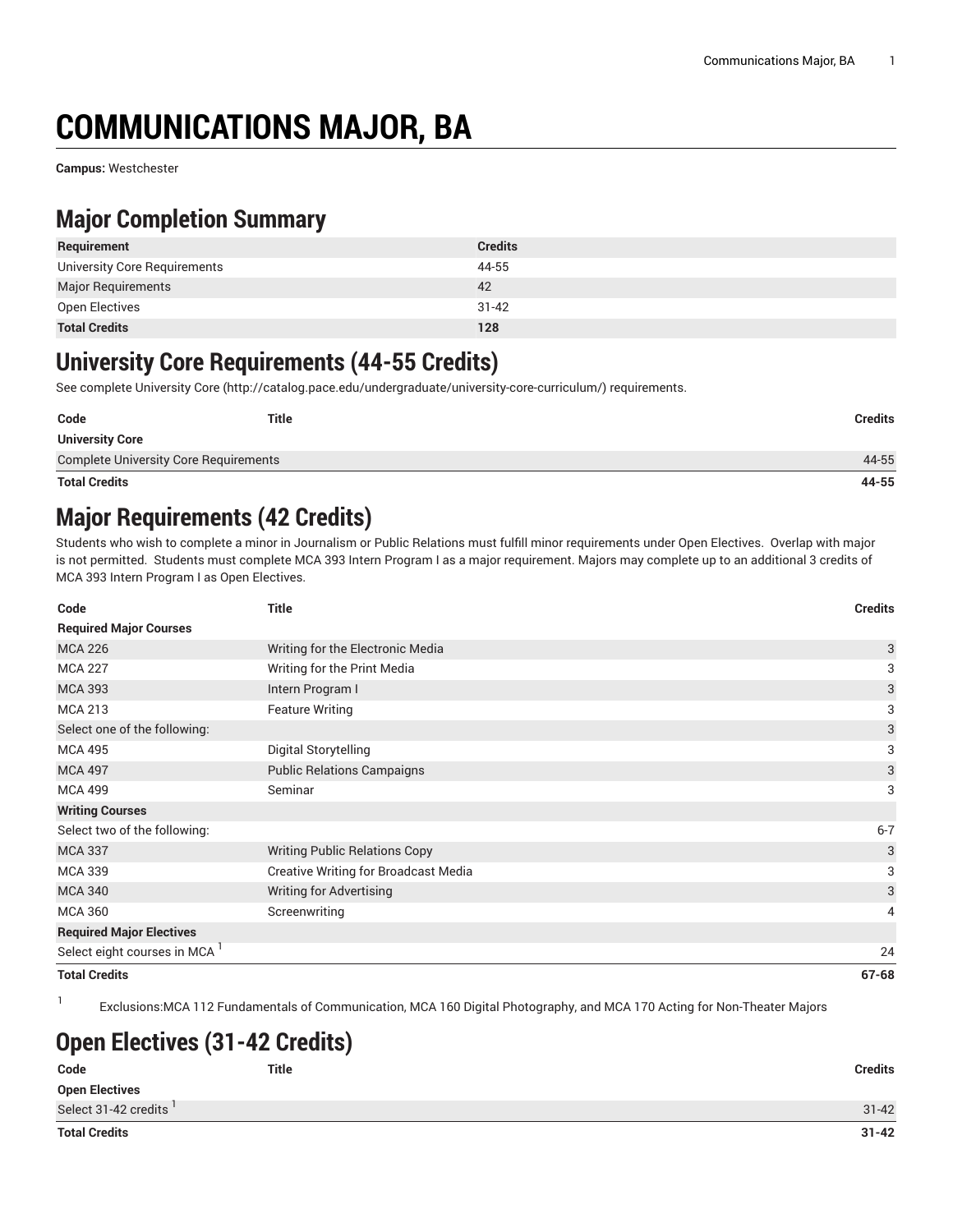# COMMUNICATIONS MAJOR, BA

**Campus:** Westchester

## Major Completion Summary

| Requirement | Credits |
|---|---|
| University Core Requirements | 44-55 |
| Major Requirements | 42 |
| Open Electives | 31-42 |
| **Total Credits** | **128** |

## University Core Requirements (44-55 Credits)

See complete University Core (http://catalog.pace.edu/undergraduate/university-core-curriculum/) requirements.

| Code | Title | Credits |
|---|---|---|
| **University Core** | | |
| Complete University Core Requirements | | 44-55 |
| **Total Credits** | | **44-55** |

## Major Requirements (42 Credits)

Students who wish to complete a minor in Journalism or Public Relations must fulfill minor requirements under Open Electives. Overlap with major is not permitted. Students must complete MCA 393 Intern Program I as a major requirement. Majors may complete up to an additional 3 credits of MCA 393 Intern Program I as Open Electives.

| Code | Title | Credits |
|---|---|---|
| **Required Major Courses** | | |
| MCA 226 | Writing for the Electronic Media | 3 |
| MCA 227 | Writing for the Print Media | 3 |
| MCA 393 | Intern Program I | 3 |
| MCA 213 | Feature Writing | 3 |
| Select one of the following: | | 3 |
| MCA 495 | Digital Storytelling | 3 |
| MCA 497 | Public Relations Campaigns | 3 |
| MCA 499 | Seminar | 3 |
| **Writing Courses** | | |
| Select two of the following: | | 6-7 |
| MCA 337 | Writing Public Relations Copy | 3 |
| MCA 339 | Creative Writing for Broadcast Media | 3 |
| MCA 340 | Writing for Advertising | 3 |
| MCA 360 | Screenwriting | 4 |
| **Required Major Electives** | | |
| Select eight courses in MCA [1] | | 24 |
| **Total Credits** | | **67-68** |

[1] Exclusions:MCA 112 Fundamentals of Communication, MCA 160 Digital Photography, and MCA 170 Acting for Non-Theater Majors

## Open Electives (31-42 Credits)

| Code | Title | Credits |
|---|---|---|
| **Open Electives** | | |
| Select 31-42 credits [1] | | 31-42 |
| **Total Credits** | | **31-42** |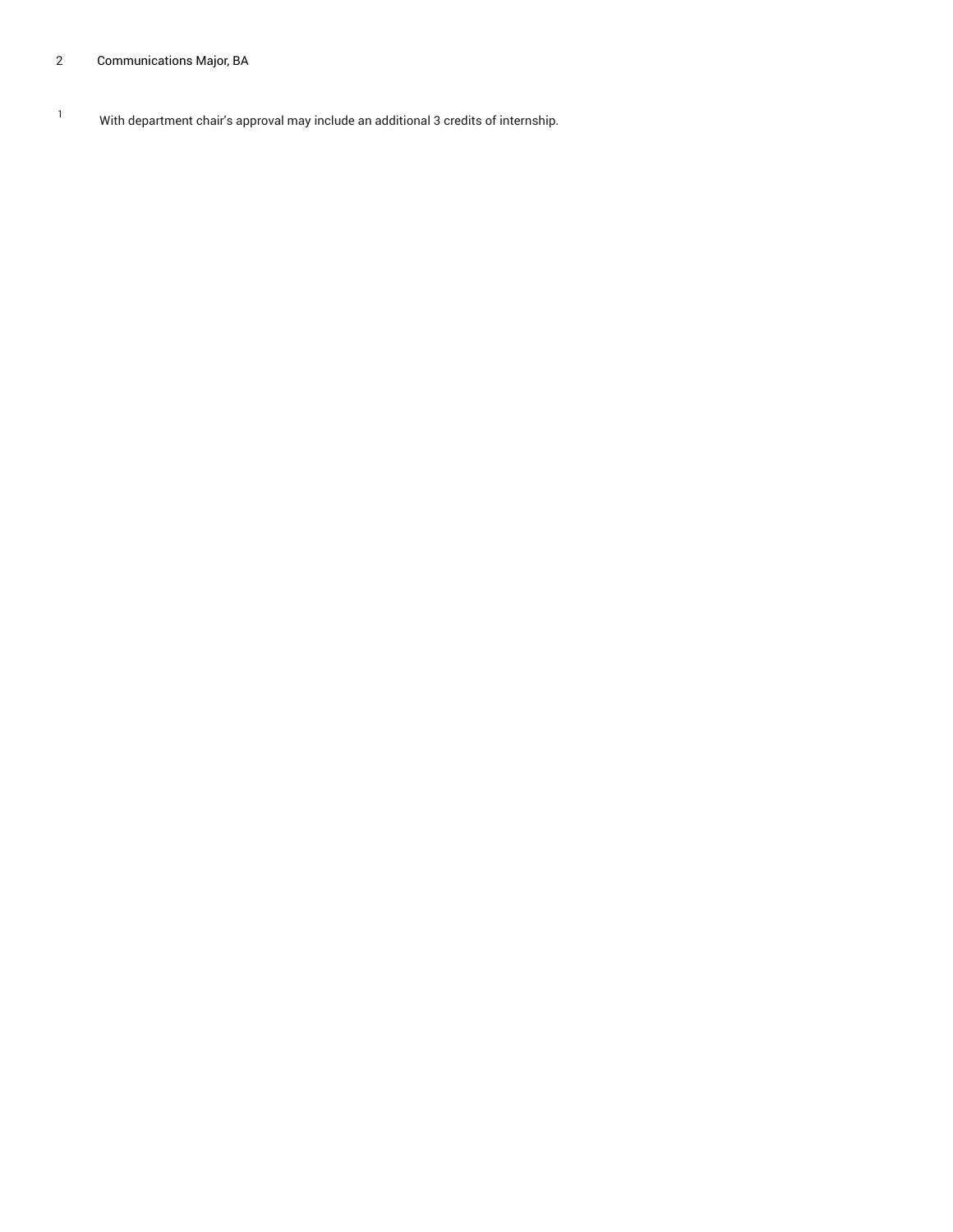[1] With department chair's approval may include an additional 3 credits of internship.